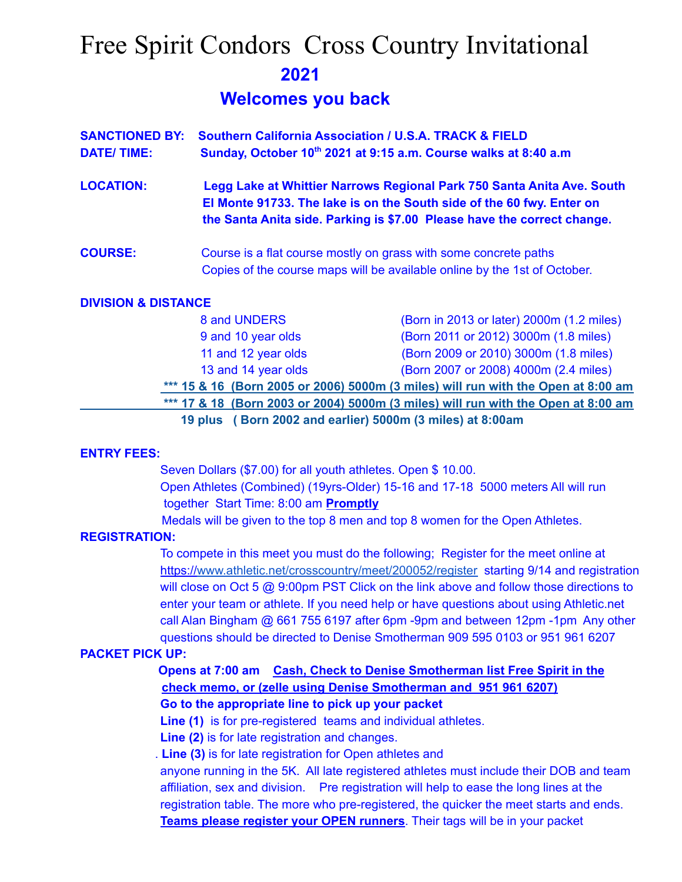# Free Spirit Condors Cross Country Invitational

## 2021

## Welcomes you back

**SANCTIONED BY:** **Southern California Association / U.S.A. TRACK & FIELD**

**DATE/ TIME:** **Sunday, October 10th 2021 at 9:15 a.m. Course walks at 8:40 a.m**

**LOCATION:** **Legg Lake at Whittier Narrows Regional Park 750 Santa Anita Ave. South El Monte 91733. The lake is on the South side of the 60 fwy. Enter on the Santa Anita side. Parking is $7.00 Please have the correct change.**

**COURSE:** Course is a flat course mostly on grass with some concrete paths. Copies of the course maps will be available online by the 1st of October.

**DIVISION & DISTANCE**

| | |
|---|---|
| 8 and UNDERS | (Born in 2013 or later) 2000m (1.2 miles) |
| 9 and 10 year olds | (Born 2011 or 2012) 3000m (1.8 miles) |
| 11 and 12 year olds | (Born 2009 or 2010) 3000m (1.8 miles) |
| 13 and 14 year olds | (Born 2007 or 2008) 4000m (2.4 miles) |

**\*\*\* 15 & 16 (Born 2005 or 2006) 5000m (3 miles) will run with the Open at 8:00 am**

**\*\*\* 17 & 18 (Born 2003 or 2004) 5000m (3 miles) will run with the Open at 8:00 am**

**19 plus ( Born 2002 and earlier) 5000m (3 miles) at 8:00am**

**ENTRY FEES:**

Seven Dollars ($7.00) for all youth athletes. Open $ 10.00.

Open Athletes (Combined) (19yrs-Older) 15-16 and 17-18 5000 meters All will run together Start Time: 8:00 am **Promptly**

Medals will be given to the top 8 men and top 8 women for the Open Athletes.

**REGISTRATION:**

To compete in this meet you must do the following; Register for the meet online at https://www.athletic.net/crosscountry/meet/200052/register starting 9/14 and registration will close on Oct 5 @ 9:00pm PST Click on the link above and follow those directions to enter your team or athlete. If you need help or have questions about using Athletic.net call Alan Bingham @ 661 755 6197 after 6pm -9pm and between 12pm -1pm Any other questions should be directed to Denise Smotherman 909 595 0103 or 951 961 6207

**PACKET PICK UP:**

**Opens at 7:00 am** **Cash, Check to Denise Smotherman list Free Spirit in the check memo, or (zelle using Denise Smotherman and 951 961 6207)**

**Go to the appropriate line to pick up your packet**

**Line (1)** is for pre-registered teams and individual athletes.

**Line (2)** is for late registration and changes.

**Line (3)** is for late registration for Open athletes and anyone running in the 5K. All late registered athletes must include their DOB and team affiliation, sex and division. Pre registration will help to ease the long lines at the registration table. The more who pre-registered, the quicker the meet starts and ends. **Teams please register your OPEN runners**. Their tags will be in your packet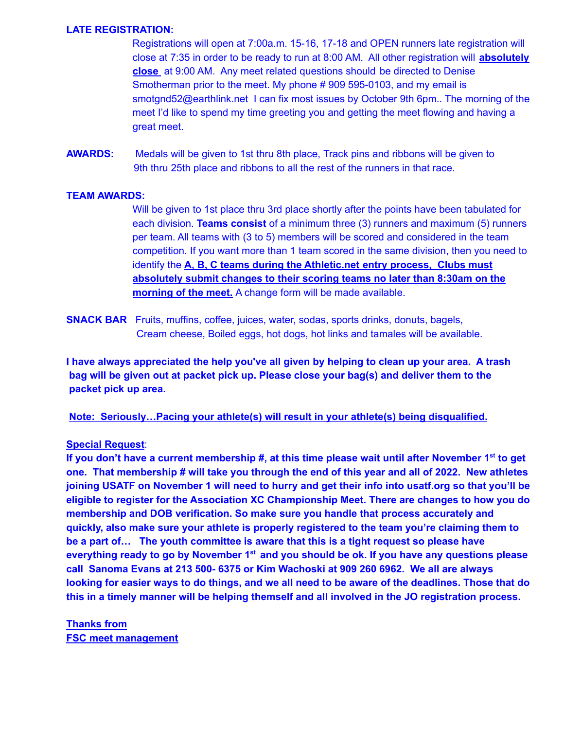**LATE REGISTRATION:**

Registrations will open at 7:00a.m. 15-16, 17-18 and OPEN runners late registration will close at 7:35 in order to be ready to run at 8:00 AM. All other registration will **absolutely close** at 9:00 AM. Any meet related questions should be directed to Denise Smotherman prior to the meet. My phone # 909 595-0103, and my email is smotgnd52@earthlink.net I can fix most issues by October 9th 6pm.. The morning of the meet I'd like to spend my time greeting you and getting the meet flowing and having a great meet.

**AWARDS:** Medals will be given to 1st thru 8th place, Track pins and ribbons will be given to 9th thru 25th place and ribbons to all the rest of the runners in that race.

**TEAM AWARDS:**

Will be given to 1st place thru 3rd place shortly after the points have been tabulated for each division. **Teams consist** of a minimum three (3) runners and maximum (5) runners per team. All teams with (3 to 5) members will be scored and considered in the team competition. If you want more than 1 team scored in the same division, then you need to identify the **A, B, C teams during the Athletic.net entry process, Clubs must absolutely submit changes to their scoring teams no later than 8:30am on the morning of the meet.** A change form will be made available.

**SNACK BAR** Fruits, muffins, coffee, juices, water, sodas, sports drinks, donuts, bagels, Cream cheese, Boiled eggs, hot dogs, hot links and tamales will be available.

**I have always appreciated the help you've all given by helping to clean up your area. A trash bag will be given out at packet pick up. Please close your bag(s) and deliver them to the packet pick up area.**

**Note: Seriously…Pacing your athlete(s) will result in your athlete(s) being disqualified.**

Special Request:

**If you don't have a current membership #, at this time please wait until after November 1st to get one. That membership # will take you through the end of this year and all of 2022. New athletes joining USATF on November 1 will need to hurry and get their info into usatf.org so that you'll be eligible to register for the Association XC Championship Meet. There are changes to how you do membership and DOB verification. So make sure you handle that process accurately and quickly, also make sure your athlete is properly registered to the team you're claiming them to be a part of… The youth committee is aware that this is a tight request so please have everything ready to go by November 1st and you should be ok. If you have any questions please call Sanoma Evans at 213 500- 6375 or Kim Wachoski at 909 260 6962. We all are always looking for easier ways to do things, and we all need to be aware of the deadlines. Those that do this in a timely manner will be helping themself and all involved in the JO registration process.**

**Thanks from**
**FSC meet management**